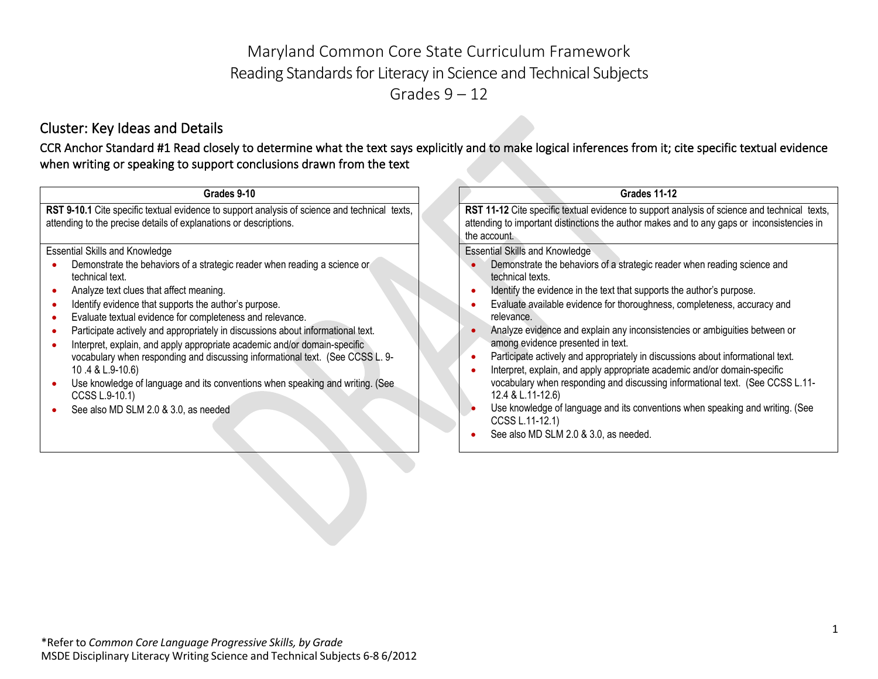# Maryland Common Core State Curriculum Framework
# Reading Standards for Literacy in Science and Technical Subjects
# Grades 9 – 12

## Cluster: Key Ideas and Details

### CCR Anchor Standard #1 Read closely to determine what the text says explicitly and to make logical inferences from it; cite specific textual evidence when writing or speaking to support conclusions drawn from the text

| Grades 9-10 |
|---|
| **RST 9-10.1** Cite specific textual evidence to support analysis of science and technical texts, attending to the precise details of explanations or descriptions. |
| Essential Skills and Knowledge<br>• Demonstrate the behaviors of a strategic reader when reading a science or technical text.<br>• Analyze text clues that affect meaning.<br>• Identify evidence that supports the author's purpose.<br>• Evaluate textual evidence for completeness and relevance.<br>• Participate actively and appropriately in discussions about informational text.<br>• Interpret, explain, and apply appropriate academic and/or domain-specific vocabulary when responding and discussing informational text. (See CCSS L. 9-10 .4 & L.9-10.6)<br>• Use knowledge of language and its conventions when speaking and writing. (See CCSS L.9-10.1)<br>• See also MD SLM 2.0 & 3.0, as needed |

| Grades 11-12 |
|---|
| **RST 11-12** Cite specific textual evidence to support analysis of science and technical texts, attending to important distinctions the author makes and to any gaps or inconsistencies in the account. |
| Essential Skills and Knowledge<br>• Demonstrate the behaviors of a strategic reader when reading science and technical texts.<br>• Identify the evidence in the text that supports the author's purpose.<br>• Evaluate available evidence for thoroughness, completeness, accuracy and relevance.<br>• Analyze evidence and explain any inconsistencies or ambiguities between or among evidence presented in text.<br>• Participate actively and appropriately in discussions about informational text.<br>• Interpret, explain, and apply appropriate academic and/or domain-specific vocabulary when responding and discussing informational text. (See CCSS L.11-12.4 & L.11-12.6)<br>• Use knowledge of language and its conventions when speaking and writing. (See CCSS L.11-12.1)<br>• See also MD SLM 2.0 & 3.0, as needed. |

*Refer to *Common Core Language Progressive Skills, by Grade*

MSDE Disciplinary Literacy Writing Science and Technical Subjects 6-8 6/2012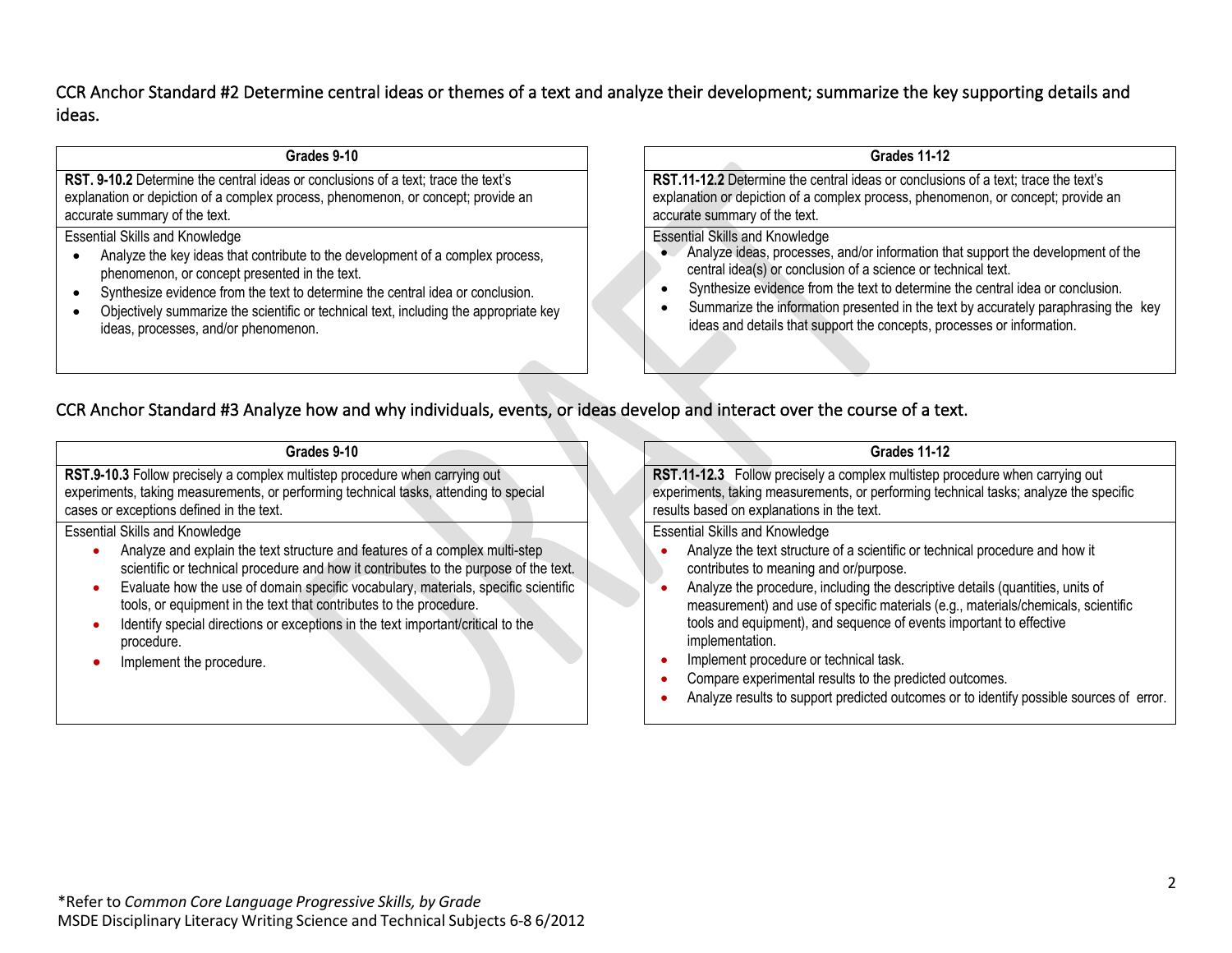## CCR Anchor Standard #2 Determine central ideas or themes of a text and analyze their development; summarize the key supporting details and ideas.

| Grades 9-10 | Grades 11-12 |
|---|---|
| **RST. 9-10.2** Determine the central ideas or conclusions of a text; trace the text's explanation or depiction of a complex process, phenomenon, or concept; provide an accurate summary of the text. | **RST.11-12.2** Determine the central ideas or conclusions of a text; trace the text's explanation or depiction of a complex process, phenomenon, or concept; provide an accurate summary of the text. |
| Essential Skills and Knowledge<br>• Analyze the key ideas that contribute to the development of a complex process, phenomenon, or concept presented in the text.<br>• Synthesize evidence from the text to determine the central idea or conclusion.<br>• Objectively summarize the scientific or technical text, including the appropriate key ideas, processes, and/or phenomenon. | Essential Skills and Knowledge<br>• Analyze ideas, processes, and/or information that support the development of the central idea(s) or conclusion of a science or technical text.<br>• Synthesize evidence from the text to determine the central idea or conclusion.<br>• Summarize the information presented in the text by accurately paraphrasing the key ideas and details that support the concepts, processes or information. |

## CCR Anchor Standard #3 Analyze how and why individuals, events, or ideas develop and interact over the course of a text.

| Grades 9-10 | Grades 11-12 |
|---|---|
| **RST.9-10.3** Follow precisely a complex multistep procedure when carrying out experiments, taking measurements, or performing technical tasks, attending to special cases or exceptions defined in the text. | **RST.11-12.3** Follow precisely a complex multistep procedure when carrying out experiments, taking measurements, or performing technical tasks; analyze the specific results based on explanations in the text. |
| Essential Skills and Knowledge<br>• Analyze and explain the text structure and features of a complex multi-step scientific or technical procedure and how it contributes to the purpose of the text.<br>• Evaluate how the use of domain specific vocabulary, materials, specific scientific tools, or equipment in the text that contributes to the procedure.<br>• Identify special directions or exceptions in the text important/critical to the procedure.<br>• Implement the procedure. | Essential Skills and Knowledge<br>• Analyze the text structure of a scientific or technical procedure and how it contributes to meaning and or/purpose.<br>• Analyze the procedure, including the descriptive details (quantities, units of measurement) and use of specific materials (e.g., materials/chemicals, scientific tools and equipment), and sequence of events important to effective implementation.<br>• Implement procedure or technical task.<br>• Compare experimental results to the predicted outcomes.<br>• Analyze results to support predicted outcomes or to identify possible sources of error. |

\*Refer to *Common Core Language Progressive Skills, by Grade*
MSDE Disciplinary Literacy Writing Science and Technical Subjects 6-8 6/2012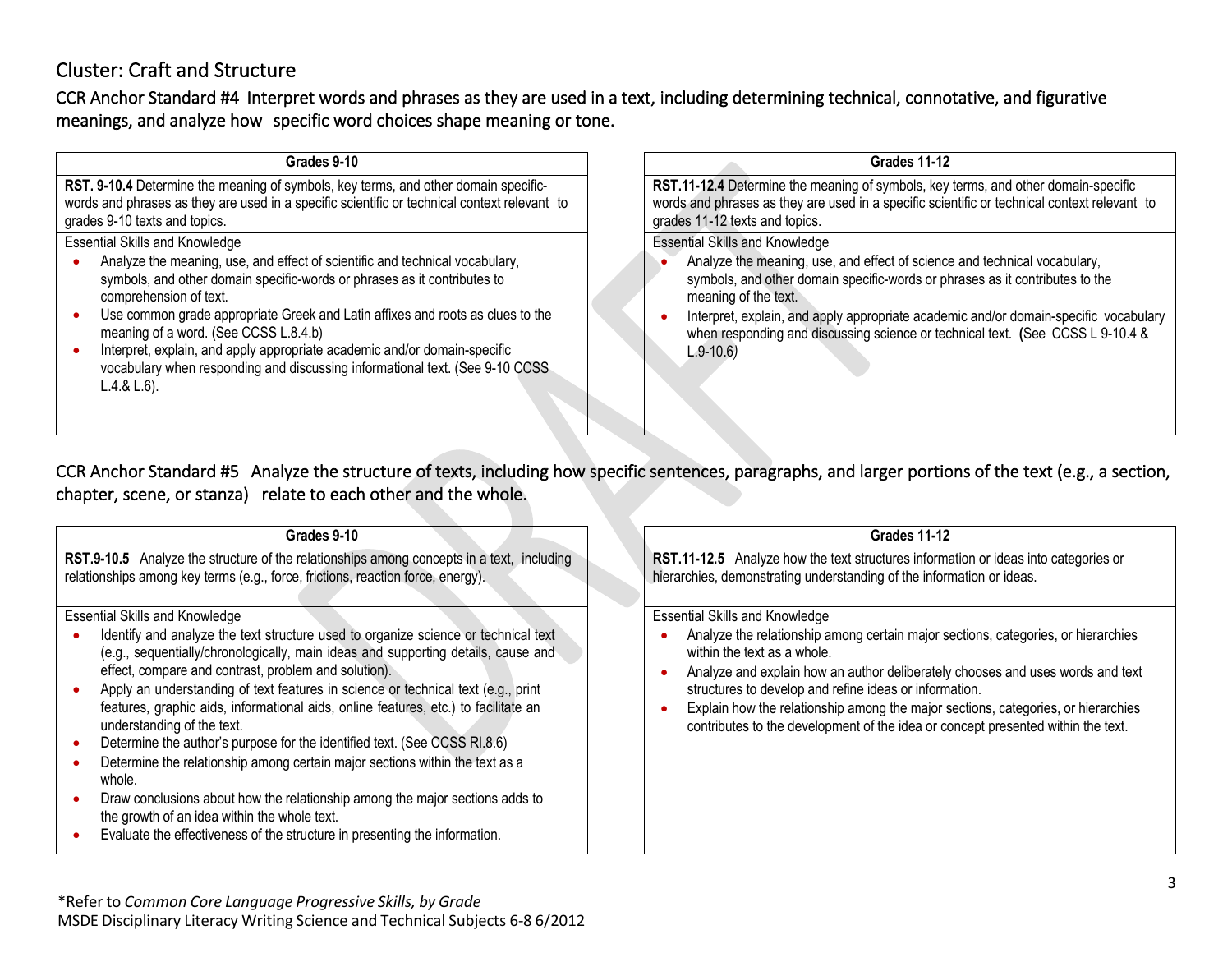## Cluster: Craft and Structure

### CCR Anchor Standard #4 Interpret words and phrases as they are used in a text, including determining technical, connotative, and figurative meanings, and analyze how specific word choices shape meaning or tone.

| Grades 9-10 | Grades 11-12 |
|---|---|
| **RST. 9-10.4** Determine the meaning of symbols, key terms, and other domain specific-words and phrases as they are used in a specific scientific or technical context relevant to grades 9-10 texts and topics. | **RST.11-12.4** Determine the meaning of symbols, key terms, and other domain-specific words and phrases as they are used in a specific scientific or technical context relevant to grades 11-12 texts and topics. |
| Essential Skills and Knowledge<br>• Analyze the meaning, use, and effect of scientific and technical vocabulary, symbols, and other domain specific-words or phrases as it contributes to comprehension of text.<br>• Use common grade appropriate Greek and Latin affixes and roots as clues to the meaning of a word. (See CCSS L.8.4.b)<br>• Interpret, explain, and apply appropriate academic and/or domain-specific vocabulary when responding and discussing informational text. (See 9-10 CCSS L.4.& L.6). | Essential Skills and Knowledge<br>• Analyze the meaning, use, and effect of science and technical vocabulary, symbols, and other domain specific-words or phrases as it contributes to the meaning of the text.<br>• Interpret, explain, and apply appropriate academic and/or domain-specific vocabulary when responding and discussing science or technical text. (See CCSS L 9-10.4 & L.9-10.6) |

### CCR Anchor Standard #5 Analyze the structure of texts, including how specific sentences, paragraphs, and larger portions of the text (e.g., a section, chapter, scene, or stanza) relate to each other and the whole.

| Grades 9-10 | Grades 11-12 |
|---|---|
| **RST.9-10.5** Analyze the structure of the relationships among concepts in a text, including relationships among key terms (e.g., force, frictions, reaction force, energy). | **RST.11-12.5** Analyze how the text structures information or ideas into categories or hierarchies, demonstrating understanding of the information or ideas. |
| Essential Skills and Knowledge<br>• Identify and analyze the text structure used to organize science or technical text (e.g., sequentially/chronologically, main ideas and supporting details, cause and effect, compare and contrast, problem and solution).<br>• Apply an understanding of text features in science or technical text (e.g., print features, graphic aids, informational aids, online features, etc.) to facilitate an understanding of the text.<br>• Determine the author's purpose for the identified text. (See CCSS RI.8.6)<br>• Determine the relationship among certain major sections within the text as a whole.<br>• Draw conclusions about how the relationship among the major sections adds to the growth of an idea within the whole text.<br>• Evaluate the effectiveness of the structure in presenting the information. | Essential Skills and Knowledge<br>• Analyze the relationship among certain major sections, categories, or hierarchies within the text as a whole.<br>• Analyze and explain how an author deliberately chooses and uses words and text structures to develop and refine ideas or information.<br>• Explain how the relationship among the major sections, categories, or hierarchies contributes to the development of the idea or concept presented within the text. |

*Refer to *Common Core Language Progressive Skills, by Grade*
MSDE Disciplinary Literacy Writing Science and Technical Subjects 6-8 6/2012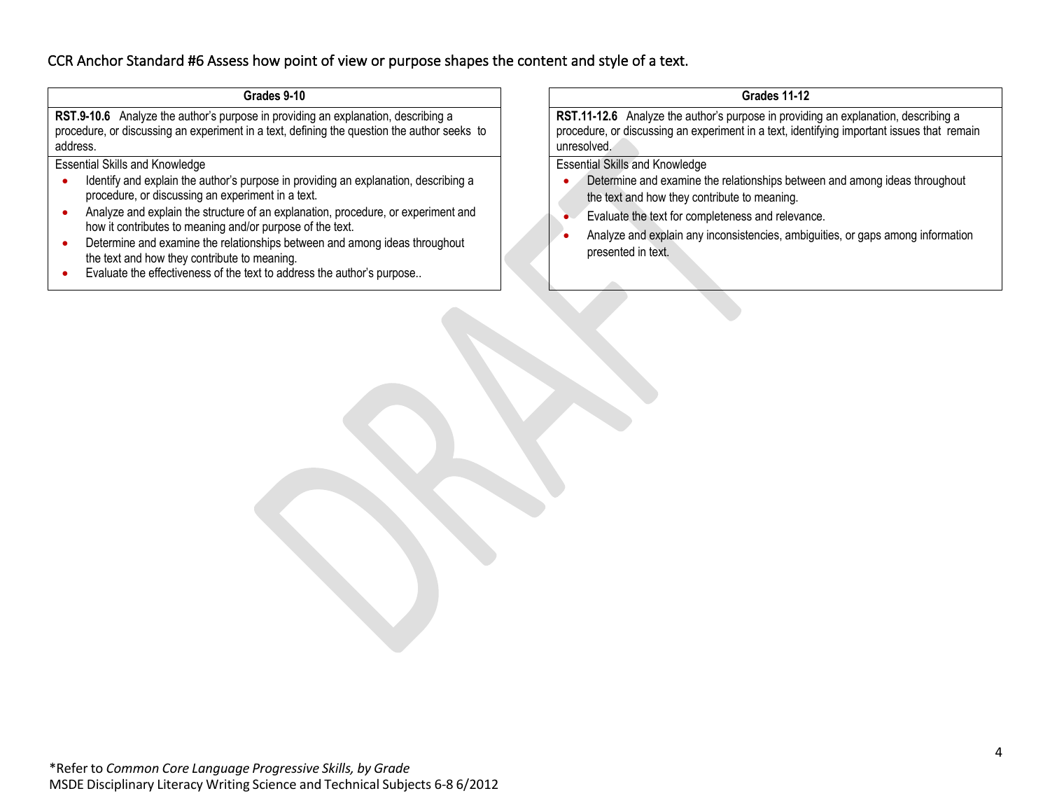## CCR Anchor Standard #6 Assess how point of view or purpose shapes the content and style of a text.

| Grades 9-10 |
|---|
| **RST.9-10.6** Analyze the author's purpose in providing an explanation, describing a procedure, or discussing an experiment in a text, defining the question the author seeks to address. |
| Essential Skills and Knowledge<br>• Identify and explain the author's purpose in providing an explanation, describing a procedure, or discussing an experiment in a text.<br>• Analyze and explain the structure of an explanation, procedure, or experiment and how it contributes to meaning and/or purpose of the text.<br>• Determine and examine the relationships between and among ideas throughout the text and how they contribute to meaning.<br>• Evaluate the effectiveness of the text to address the author's purpose.. |

| Grades 11-12 |
|---|
| **RST.11-12.6** Analyze the author's purpose in providing an explanation, describing a procedure, or discussing an experiment in a text, identifying important issues that remain unresolved. |
| Essential Skills and Knowledge<br>• Determine and examine the relationships between and among ideas throughout the text and how they contribute to meaning.<br>• Evaluate the text for completeness and relevance.<br>• Analyze and explain any inconsistencies, ambiguities, or gaps among information presented in text. |

*Refer to *Common Core Language Progressive Skills, by Grade*

MSDE Disciplinary Literacy Writing Science and Technical Subjects 6-8 6/2012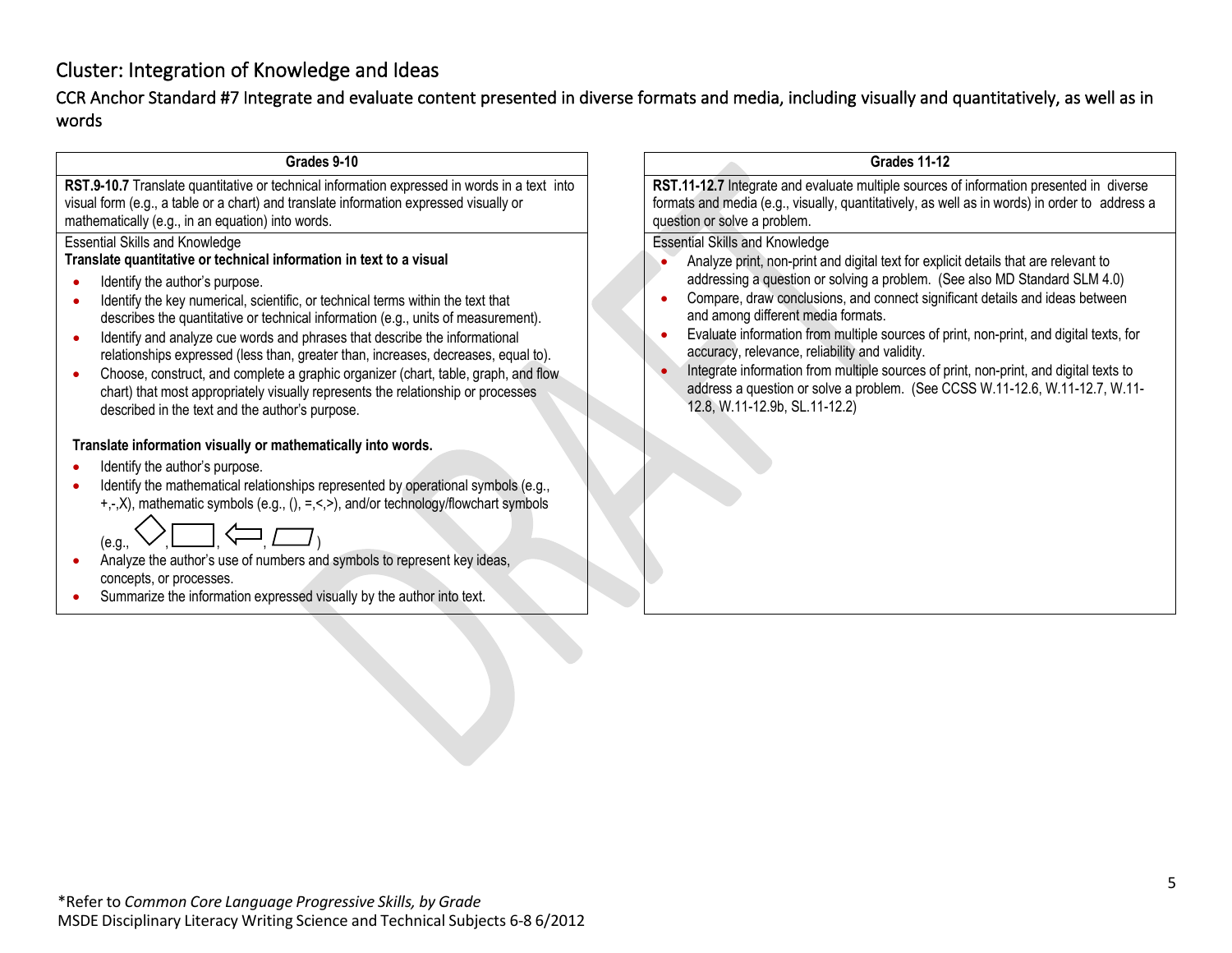# Cluster: Integration of Knowledge and Ideas

## CCR Anchor Standard #7 Integrate and evaluate content presented in diverse formats and media, including visually and quantitatively, as well as in words

**Grades 9-10**

**RST.9-10.7** Translate quantitative or technical information expressed in words in a text into visual form (e.g., a table or a chart) and translate information expressed visually or mathematically (e.g., in an equation) into words.

Essential Skills and Knowledge

**Translate quantitative or technical information in text to a visual**

- Identify the author's purpose.
- Identify the key numerical, scientific, or technical terms within the text that describes the quantitative or technical information (e.g., units of measurement).
- Identify and analyze cue words and phrases that describe the informational relationships expressed (less than, greater than, increases, decreases, equal to).
- Choose, construct, and complete a graphic organizer (chart, table, graph, and flow chart) that most appropriately visually represents the relationship or processes described in the text and the author's purpose.

**Translate information visually or mathematically into words.**

- Identify the author's purpose.
- Identify the mathematical relationships represented by operational symbols (e.g., +,-,X), mathematic symbols (e.g., (), =,<,>), and/or technology/flowchart symbols (e.g., ◇, ▭, ⇦, ▱)
- Analyze the author's use of numbers and symbols to represent key ideas, concepts, or processes.
- Summarize the information expressed visually by the author into text.

**Grades 11-12**

**RST.11-12.7** Integrate and evaluate multiple sources of information presented in diverse formats and media (e.g., visually, quantitatively, as well as in words) in order to address a question or solve a problem.

Essential Skills and Knowledge

- Analyze print, non-print and digital text for explicit details that are relevant to addressing a question or solving a problem. (See also MD Standard SLM 4.0)
- Compare, draw conclusions, and connect significant details and ideas between and among different media formats.
- Evaluate information from multiple sources of print, non-print, and digital texts, for accuracy, relevance, reliability and validity.
- Integrate information from multiple sources of print, non-print, and digital texts to address a question or solve a problem. (See CCSS W.11-12.6, W.11-12.7, W.11-12.8, W.11-12.9b, SL.11-12.2)

*Refer to *Common Core Language Progressive Skills, by Grade*
MSDE Disciplinary Literacy Writing Science and Technical Subjects 6-8 6/2012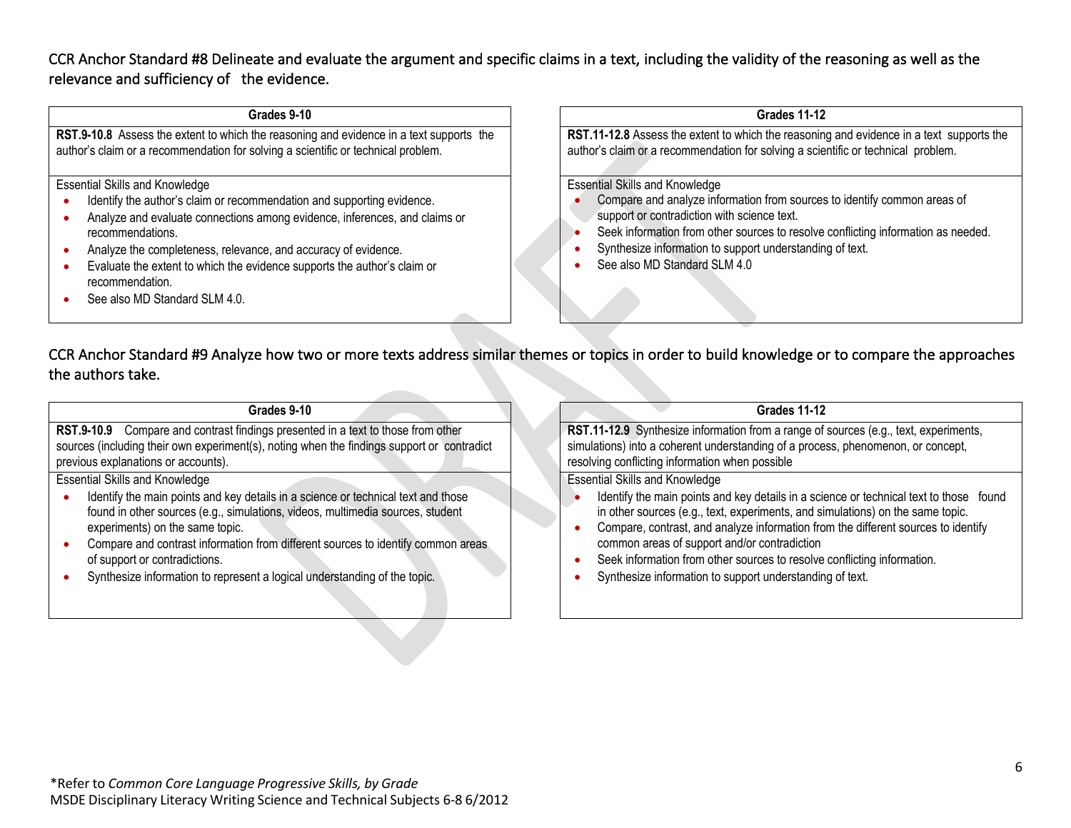## CCR Anchor Standard #8 Delineate and evaluate the argument and specific claims in a text, including the validity of the reasoning as well as the relevance and sufficiency of the evidence.

| Grades 9-10 | Grades 11-12 |
|---|---|
| **RST.9-10.8** Assess the extent to which the reasoning and evidence in a text supports the author's claim or a recommendation for solving a scientific or technical problem. | **RST.11-12.8** Assess the extent to which the reasoning and evidence in a text supports the author's claim or a recommendation for solving a scientific or technical problem. |
| Essential Skills and Knowledge<br>• Identify the author's claim or recommendation and supporting evidence.<br>• Analyze and evaluate connections among evidence, inferences, and claims or recommendations.<br>• Analyze the completeness, relevance, and accuracy of evidence.<br>• Evaluate the extent to which the evidence supports the author's claim or recommendation.<br>• See also MD Standard SLM 4.0. | Essential Skills and Knowledge<br>• Compare and analyze information from sources to identify common areas of support or contradiction with science text.<br>• Seek information from other sources to resolve conflicting information as needed.<br>• Synthesize information to support understanding of text.<br>• See also MD Standard SLM 4.0 |

## CCR Anchor Standard #9 Analyze how two or more texts address similar themes or topics in order to build knowledge or to compare the approaches the authors take.

| Grades 9-10 | Grades 11-12 |
|---|---|
| **RST.9-10.9** Compare and contrast findings presented in a text to those from other sources (including their own experiment(s), noting when the findings support or contradict previous explanations or accounts). | **RST.11-12.9** Synthesize information from a range of sources (e.g., text, experiments, simulations) into a coherent understanding of a process, phenomenon, or concept, resolving conflicting information when possible |
| Essential Skills and Knowledge<br>• Identify the main points and key details in a science or technical text and those found in other sources (e.g., simulations, videos, multimedia sources, student experiments) on the same topic.<br>• Compare and contrast information from different sources to identify common areas of support or contradictions.<br>• Synthesize information to represent a logical understanding of the topic. | Essential Skills and Knowledge<br>• Identify the main points and key details in a science or technical text to those found in other sources (e.g., text, experiments, and simulations) on the same topic.<br>• Compare, contrast, and analyze information from the different sources to identify common areas of support and/or contradiction<br>• Seek information from other sources to resolve conflicting information.<br>• Synthesize information to support understanding of text. |

*Refer to *Common Core Language Progressive Skills, by Grade*
MSDE Disciplinary Literacy Writing Science and Technical Subjects 6-8 6/2012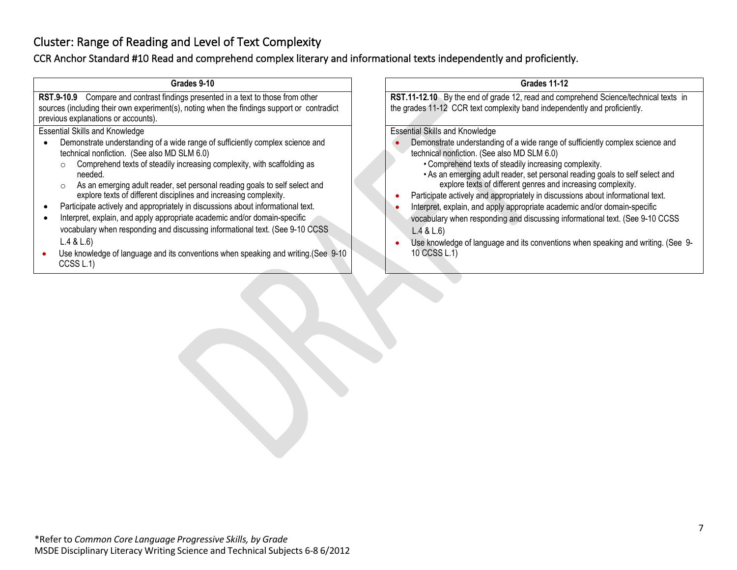# Cluster: Range of Reading and Level of Text Complexity

## CCR Anchor Standard #10 Read and comprehend complex literary and informational texts independently and proficiently.

| Grades 9-10 | Grades 11-12 |
|---|---|
| **RST.9-10.9** Compare and contrast findings presented in a text to those from other sources (including their own experiment(s), noting when the findings support or contradict previous explanations or accounts). | **RST.11-12.10** By the end of grade 12, read and comprehend Science/technical texts in the grades 11-12 CCR text complexity band independently and proficiently. |
| Essential Skills and Knowledge<br>• Demonstrate understanding of a wide range of sufficiently complex science and technical nonfiction. (See also MD SLM 6.0)<br>&nbsp;&nbsp;&nbsp;&nbsp;o Comprehend texts of steadily increasing complexity, with scaffolding as needed.<br>&nbsp;&nbsp;&nbsp;&nbsp;o As an emerging adult reader, set personal reading goals to self select and explore texts of different disciplines and increasing complexity.<br>• Participate actively and appropriately in discussions about informational text.<br>• Interpret, explain, and apply appropriate academic and/or domain-specific vocabulary when responding and discussing informational text. (See 9-10 CCSS L.4 & L.6)<br>• Use knowledge of language and its conventions when speaking and writing.(See 9-10 CCSS L.1) | Essential Skills and Knowledge<br>• Demonstrate understanding of a wide range of sufficiently complex science and technical nonfiction. (See also MD SLM 6.0)<br>&nbsp;&nbsp;&nbsp;&nbsp;• Comprehend texts of steadily increasing complexity.<br>&nbsp;&nbsp;&nbsp;&nbsp;• As an emerging adult reader, set personal reading goals to self select and explore texts of different genres and increasing complexity.<br>• Participate actively and appropriately in discussions about informational text.<br>• Interpret, explain, and apply appropriate academic and/or domain-specific vocabulary when responding and discussing informational text. (See 9-10 CCSS L.4 & L.6)<br>• Use knowledge of language and its conventions when speaking and writing. (See 9-10 CCSS L.1) |

*Refer to *Common Core Language Progressive Skills, by Grade*
MSDE Disciplinary Literacy Writing Science and Technical Subjects 6-8 6/2012